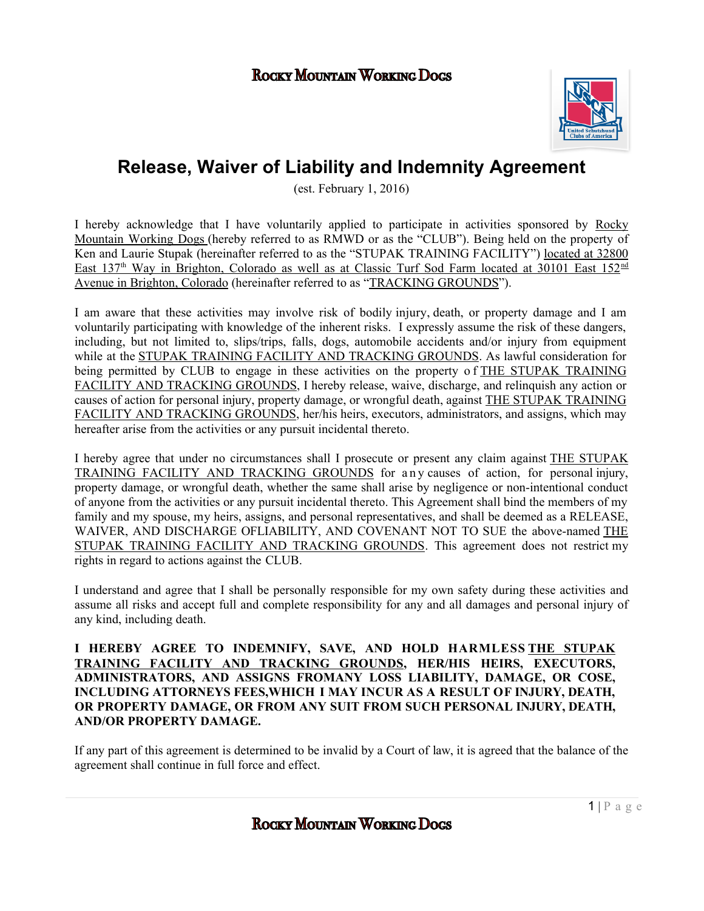# Release, Waiver of Liability and Indemnity Agreement

(est. February 1, 2016)

I hereby acknowledge that I have voluntarily applied to participate in activities sponsored by Rocky Mountain Working Dogs (hereby referred to as RMWD or as the "CLUB"). Being held on the property of Ken and Laurie Stupak (hereinafter referred to as the "STUPAK TRAINING FACILITY") located at 32800 East 137th Way in Brighton, Colorado as well as at Classic Turf Sod Farm located at 30101 East 152nd Avenue in Brighton, Colorado (hereinafter referred to as "TRACKING GROUNDS").

I am aware that these activities may involve risk of bodily injury, death, or property damage and I am voluntarily participating with knowledge of the inherent risks. I expressly assume the risk of these dangers, including, but not limited to, slips/trips, falls, dogs, automobile accidents and/or injury from equipment while at the STUPAK TRAINING FACILITY AND TRACKING GROUNDS. As lawful consideration for being permitted by CLUB to engage in these activities on the property of THE STUPAK TRAINING FACILITY AND TRACKING GROUNDS, I hereby release, waive, discharge, and relinquish any action or causes of action for personal injury, property damage, or wrongful death, against THE STUPAK TRAINING FACILITY AND TRACKING GROUNDS, her/his heirs, executors, administrators, and assigns, which may hereafter arise from the activities or any pursuit incidental thereto.

I hereby agree that under no circumstances shall I prosecute or present any claim against THE STUPAK TRAINING FACILITY AND TRACKING GROUNDS for any causes of action, for personal injury, property damage, or wrongful death, whether the same shall arise by negligence or non-intentional conduct of anyone from the activities or any pursuit incidental thereto. This Agreement shall bind the members of my family and my spouse, my heirs, assigns, and personal representatives, and shall be deemed as a RELEASE, WAIVER, AND DISCHARGE OFLIABILITY, AND COVENANT NOT TO SUE the above-named THE STUPAK TRAINING FACILITY AND TRACKING GROUNDS. This agreement does not restrict my rights in regard to actions against the CLUB.

I understand and agree that I shall be personally responsible for my own safety during these activities and assume all risks and accept full and complete responsibility for any and all damages and personal injury of any kind, including death.

**I HEREBY AGREE TO INDEMNIFY, SAVE, AND HOLD HARMLESS THE STUPAK TRAINING FACILITY AND TRACKING GROUNDS, HER/HIS HEIRS, EXECUTORS, ADMINISTRATORS, AND ASSIGNS FROMANY LOSS LIABILITY, DAMAGE, OR COSE, INCLUDING ATTORNEYS FEES,WHICH I MAY INCUR AS A RESULT OF INJURY, DEATH, OR PROPERTY DAMAGE, OR FROM ANY SUIT FROM SUCH PERSONAL INJURY, DEATH, AND/OR PROPERTY DAMAGE.**

If any part of this agreement is determined to be invalid by a Court of law, it is agreed that the balance of the agreement shall continue in full force and effect.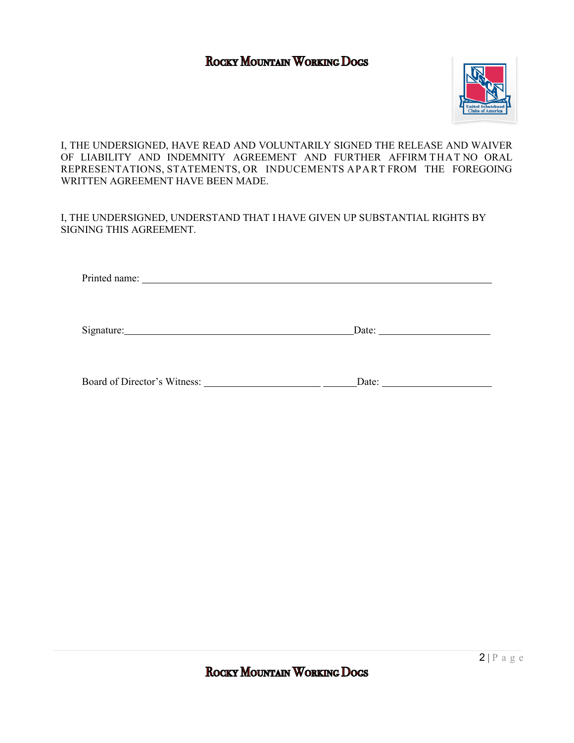I, THE UNDERSIGNED, HAVE READ AND VOLUNTARILY SIGNED THE RELEASE AND WAIVER OF LIABILITY AND INDEMNITY AGREEMENT AND FURTHER AFFIRM THAT NO ORAL REPRESENTATIONS, STATEMENTS, OR INDUCEMENTS APART FROM THE FOREGOING WRITTEN AGREEMENT HAVE BEEN MADE.

I, THE UNDERSIGNED, UNDERSTAND THAT I HAVE GIVEN UP SUBSTANTIAL RIGHTS BY SIGNING THIS AGREEMENT.

Printed name: ______________________________________________

Signature: ______________________________ Date: ______________

Board of Director's Witness: ______________________ Date: ______________